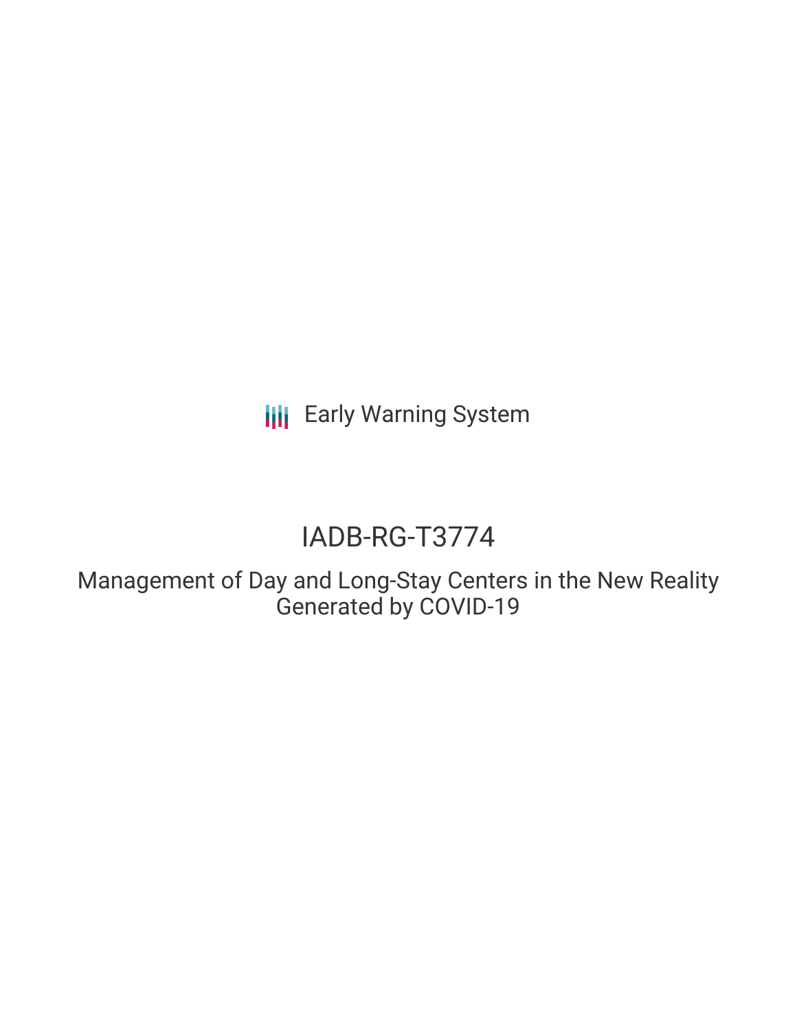Early Warning System

# IADB-RG-T3774

## Management of Day and Long-Stay Centers in the New Reality Generated by COVID-19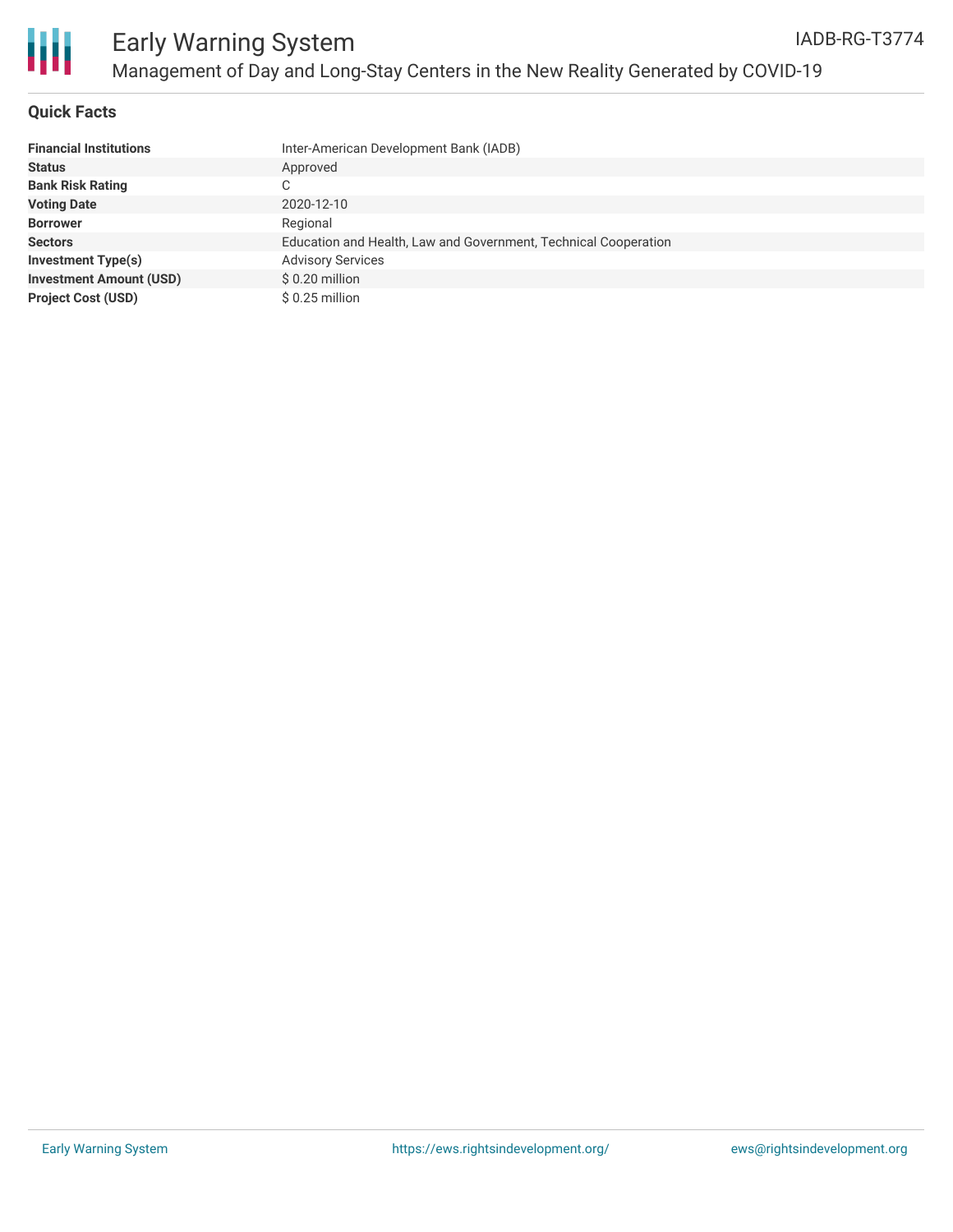# Early Warning System

## Management of Day and Long-Stay Centers in the New Reality Generated by COVID-19

IADB-RG-T3774

### Quick Facts

| | |
|---|---|
| **Financial Institutions** | Inter-American Development Bank (IADB) |
| **Status** | Approved |
| **Bank Risk Rating** | C |
| **Voting Date** | 2020-12-10 |
| **Borrower** | Regional |
| **Sectors** | Education and Health, Law and Government, Technical Cooperation |
| **Investment Type(s)** | Advisory Services |
| **Investment Amount (USD)** | $ 0.20 million |
| **Project Cost (USD)** | $ 0.25 million |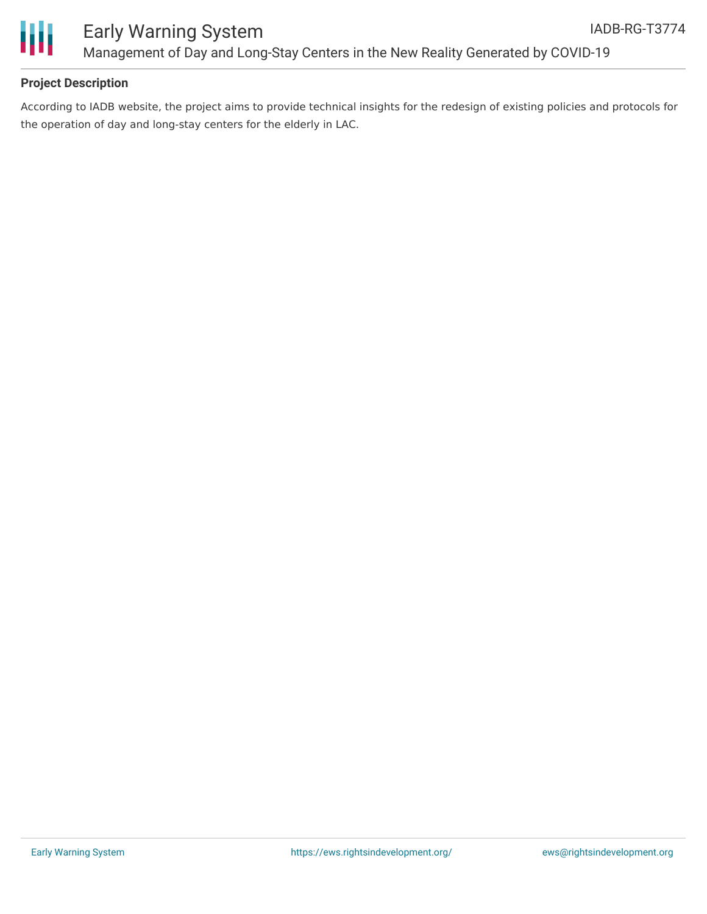## Project Description

According to IADB website, the project aims to provide technical insights for the redesign of existing policies and protocols for the operation of day and long-stay centers for the elderly in LAC.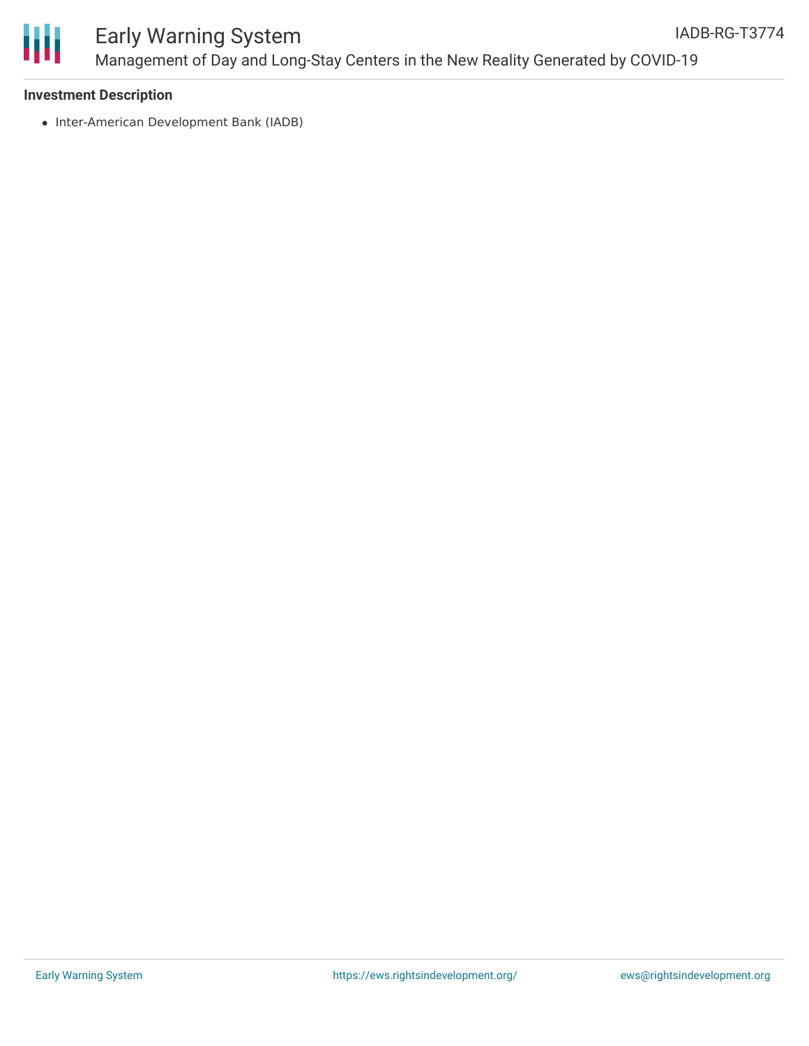**Investment Description**

- Inter-American Development Bank (IADB)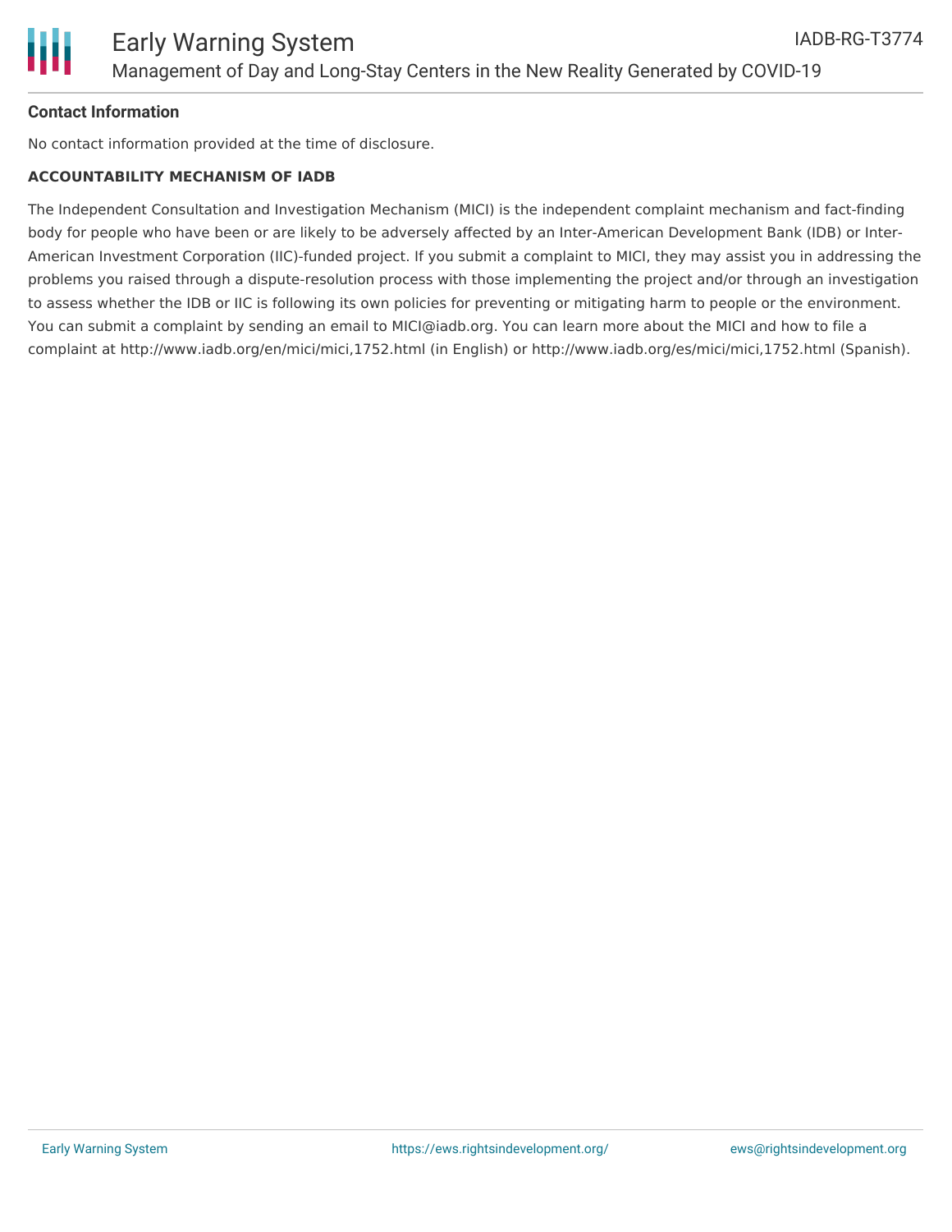**Contact Information**

No contact information provided at the time of disclosure.

**ACCOUNTABILITY MECHANISM OF IADB**

The Independent Consultation and Investigation Mechanism (MICI) is the independent complaint mechanism and fact-finding body for people who have been or are likely to be adversely affected by an Inter-American Development Bank (IDB) or Inter-American Investment Corporation (IIC)-funded project. If you submit a complaint to MICI, they may assist you in addressing the problems you raised through a dispute-resolution process with those implementing the project and/or through an investigation to assess whether the IDB or IIC is following its own policies for preventing or mitigating harm to people or the environment. You can submit a complaint by sending an email to MICI@iadb.org. You can learn more about the MICI and how to file a complaint at http://www.iadb.org/en/mici/mici,1752.html (in English) or http://www.iadb.org/es/mici/mici,1752.html (Spanish).